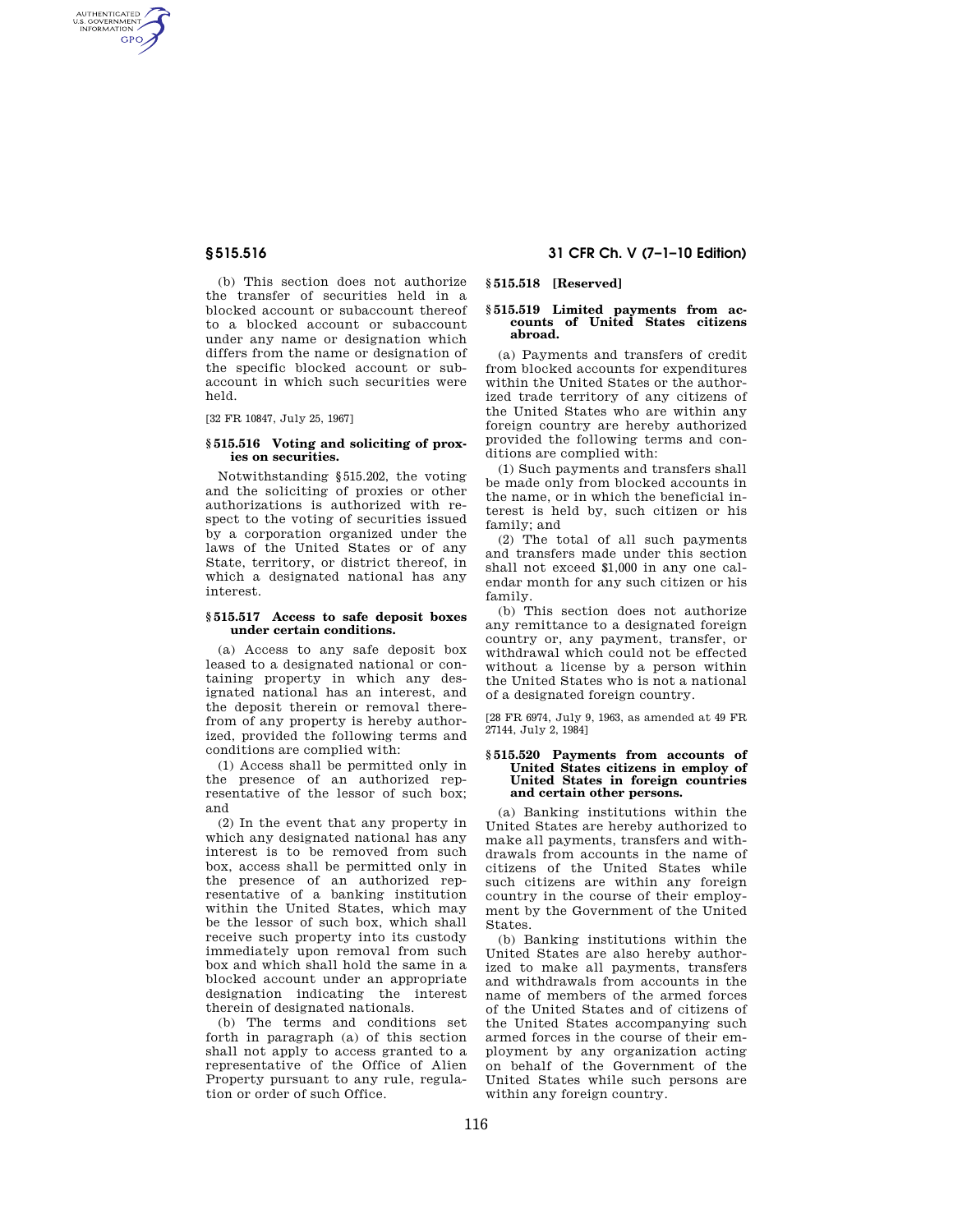(b) This section does not authorize the transfer of securities held in a blocked account or subaccount thereof to a blocked account or subaccount under any name or designation which differs from the name or designation of the specific blocked account or subaccount in which such securities were held.

[32 FR 10847, July 25, 1967]

### § 515.516 Voting and soliciting of proxies on securities.

Notwithstanding §515.202, the voting and the soliciting of proxies or other authorizations is authorized with respect to the voting of securities issued by a corporation organized under the laws of the United States or of any State, territory, or district thereof, in which a designated national has any interest.

### § 515.517 Access to safe deposit boxes under certain conditions.

(a) Access to any safe deposit box leased to a designated national or containing property in which any designated national has an interest, and the deposit therein or removal therefrom of any property is hereby authorized, provided the following terms and conditions are complied with:

(1) Access shall be permitted only in the presence of an authorized representative of the lessor of such box; and

(2) In the event that any property in which any designated national has any interest is to be removed from such box, access shall be permitted only in the presence of an authorized representative of a banking institution within the United States, which may be the lessor of such box, which shall receive such property into its custody immediately upon removal from such box and which shall hold the same in a blocked account under an appropriate designation indicating the interest therein of designated nationals.

(b) The terms and conditions set forth in paragraph (a) of this section shall not apply to access granted to a representative of the Office of Alien Property pursuant to any rule, regulation or order of such Office.

### § 515.518 [Reserved]

### § 515.519 Limited payments from accounts of United States citizens abroad.

(a) Payments and transfers of credit from blocked accounts for expenditures within the United States or the authorized trade territory of any citizens of the United States who are within any foreign country are hereby authorized provided the following terms and conditions are complied with:

(1) Such payments and transfers shall be made only from blocked accounts in the name, or in which the beneficial interest is held by, such citizen or his family; and

(2) The total of all such payments and transfers made under this section shall not exceed $1,000 in any one calendar month for any such citizen or his family.

(b) This section does not authorize any remittance to a designated foreign country or, any payment, transfer, or withdrawal which could not be effected without a license by a person within the United States who is not a national of a designated foreign country.

[28 FR 6974, July 9, 1963, as amended at 49 FR 27144, July 2, 1984]

### § 515.520 Payments from accounts of United States citizens in employ of United States in foreign countries and certain other persons.

(a) Banking institutions within the United States are hereby authorized to make all payments, transfers and withdrawals from accounts in the name of citizens of the United States while such citizens are within any foreign country in the course of their employment by the Government of the United States.

(b) Banking institutions within the United States are also hereby authorized to make all payments, transfers and withdrawals from accounts in the name of members of the armed forces of the United States and of citizens of the United States accompanying such armed forces in the course of their employment by any organization acting on behalf of the Government of the United States while such persons are within any foreign country.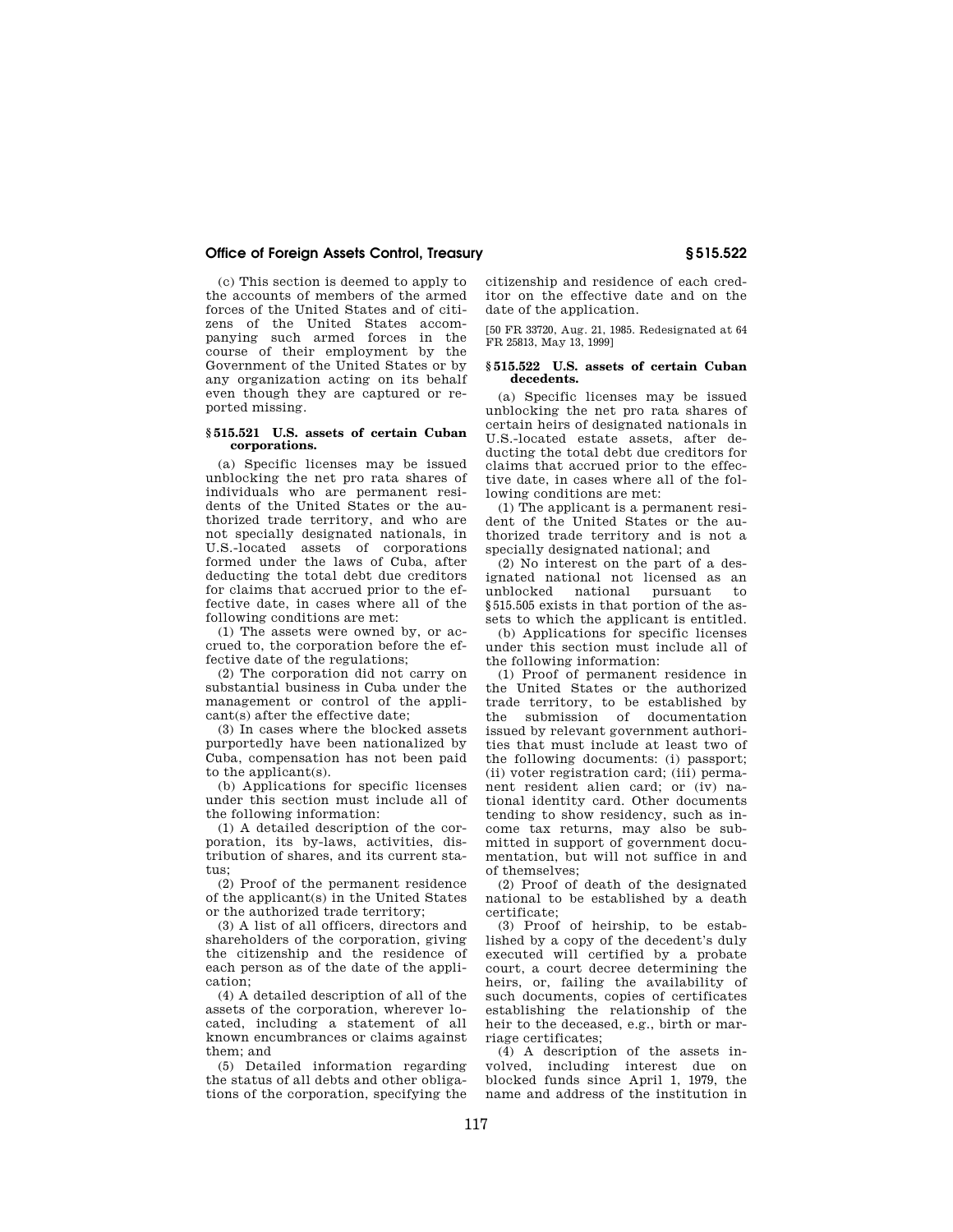(c) This section is deemed to apply to the accounts of members of the armed forces of the United States and of citizens of the United States accompanying such armed forces in the course of their employment by the Government of the United States or by any organization acting on its behalf even though they are captured or reported missing.

### § 515.521 U.S. assets of certain Cuban corporations.

(a) Specific licenses may be issued unblocking the net pro rata shares of individuals who are permanent residents of the United States or the authorized trade territory, and who are not specially designated nationals, in U.S.-located assets of corporations formed under the laws of Cuba, after deducting the total debt due creditors for claims that accrued prior to the effective date, in cases where all of the following conditions are met:

(1) The assets were owned by, or accrued to, the corporation before the effective date of the regulations;

(2) The corporation did not carry on substantial business in Cuba under the management or control of the applicant(s) after the effective date;

(3) In cases where the blocked assets purportedly have been nationalized by Cuba, compensation has not been paid to the applicant(s).

(b) Applications for specific licenses under this section must include all of the following information:

(1) A detailed description of the corporation, its by-laws, activities, distribution of shares, and its current status;

(2) Proof of the permanent residence of the applicant(s) in the United States or the authorized trade territory;

(3) A list of all officers, directors and shareholders of the corporation, giving the citizenship and the residence of each person as of the date of the application;

(4) A detailed description of all of the assets of the corporation, wherever located, including a statement of all known encumbrances or claims against them; and

(5) Detailed information regarding the status of all debts and other obligations of the corporation, specifying the citizenship and residence of each creditor on the effective date and on the date of the application.

[50 FR 33720, Aug. 21, 1985. Redesignated at 64 FR 25813, May 13, 1999]

### § 515.522 U.S. assets of certain Cuban decedents.

(a) Specific licenses may be issued unblocking the net pro rata shares of certain heirs of designated nationals in U.S.-located estate assets, after deducting the total debt due creditors for claims that accrued prior to the effective date, in cases where all of the following conditions are met:

(1) The applicant is a permanent resident of the United States or the authorized trade territory and is not a specially designated national; and

(2) No interest on the part of a designated national not licensed as an unblocked national pursuant to §515.505 exists in that portion of the assets to which the applicant is entitled.

(b) Applications for specific licenses under this section must include all of the following information:

(1) Proof of permanent residence in the United States or the authorized trade territory, to be established by the submission of documentation issued by relevant government authorities that must include at least two of the following documents: (i) passport; (ii) voter registration card; (iii) permanent resident alien card; or (iv) national identity card. Other documents tending to show residency, such as income tax returns, may also be submitted in support of government documentation, but will not suffice in and of themselves;

(2) Proof of death of the designated national to be established by a death certificate;

(3) Proof of heirship, to be established by a copy of the decedent's duly executed will certified by a probate court, a court decree determining the heirs, or, failing the availability of such documents, copies of certificates establishing the relationship of the heir to the deceased, e.g., birth or marriage certificates;

(4) A description of the assets involved, including interest due on blocked funds since April 1, 1979, the name and address of the institution in